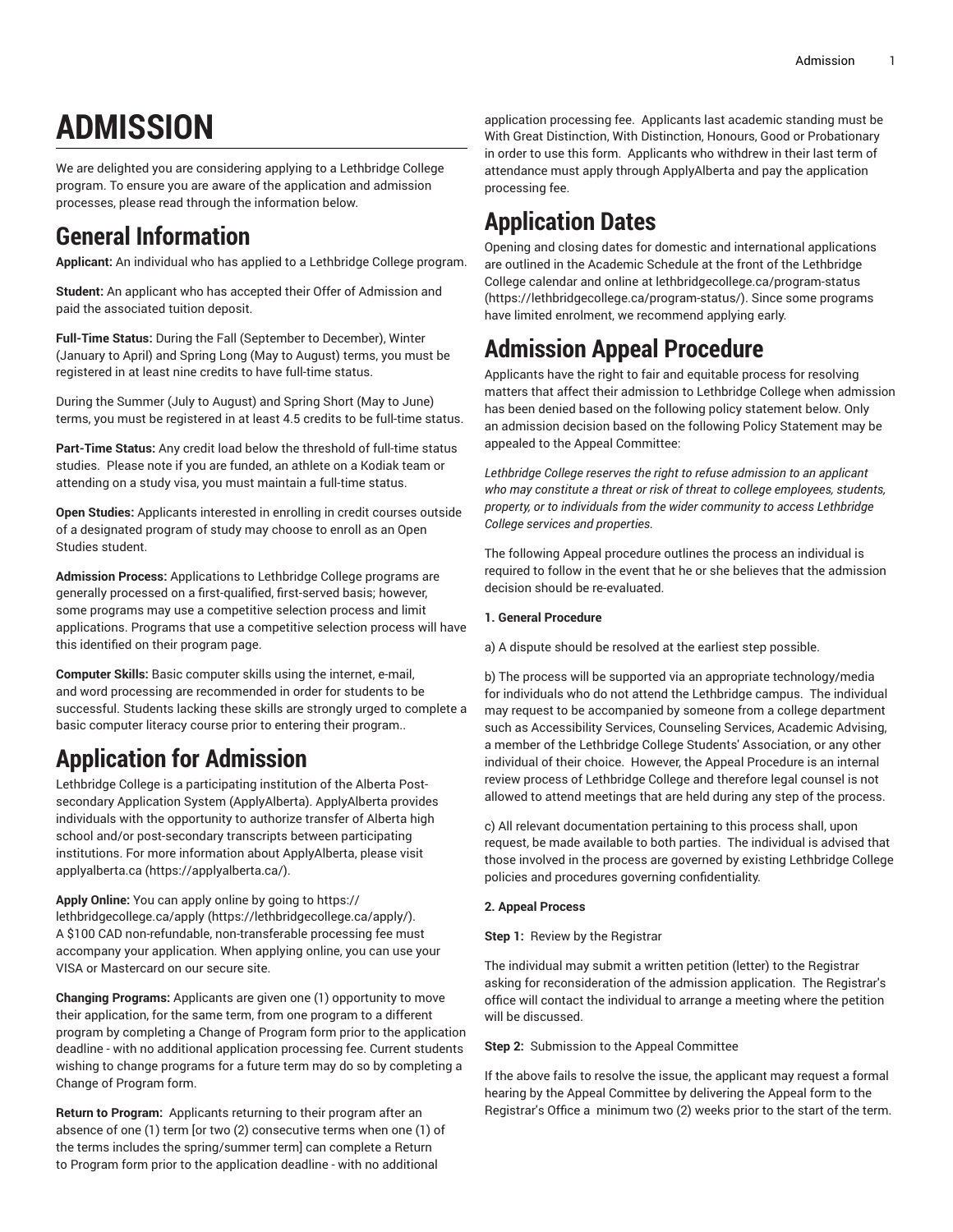# ADMISSION

We are delighted you are considering applying to a Lethbridge College program. To ensure you are aware of the application and admission processes, please read through the information below.

## General Information

**Applicant:** An individual who has applied to a Lethbridge College program.

**Student:** An applicant who has accepted their Offer of Admission and paid the associated tuition deposit.

**Full-Time Status:** During the Fall (September to December), Winter (January to April) and Spring Long (May to August) terms, you must be registered in at least nine credits to have full-time status.

During the Summer (July to August) and Spring Short (May to June) terms, you must be registered in at least 4.5 credits to be full-time status.

**Part-Time Status:** Any credit load below the threshold of full-time status studies. Please note if you are funded, an athlete on a Kodiak team or attending on a study visa, you must maintain a full-time status.

**Open Studies:** Applicants interested in enrolling in credit courses outside of a designated program of study may choose to enroll as an Open Studies student.

**Admission Process:** Applications to Lethbridge College programs are generally processed on a first-qualified, first-served basis; however, some programs may use a competitive selection process and limit applications. Programs that use a competitive selection process will have this identified on their program page.

**Computer Skills:** Basic computer skills using the internet, e-mail, and word processing are recommended in order for students to be successful. Students lacking these skills are strongly urged to complete a basic computer literacy course prior to entering their program..

## Application for Admission

Lethbridge College is a participating institution of the Alberta Post-secondary Application System (ApplyAlberta). ApplyAlberta provides individuals with the opportunity to authorize transfer of Alberta high school and/or post-secondary transcripts between participating institutions. For more information about ApplyAlberta, please visit applyalberta.ca (https://applyalberta.ca/).

**Apply Online:** You can apply online by going to https://lethbridgecollege.ca/apply (https://lethbridgecollege.ca/apply/). A $100 CAD non-refundable, non-transferable processing fee must accompany your application. When applying online, you can use your VISA or Mastercard on our secure site.

**Changing Programs:** Applicants are given one (1) opportunity to move their application, for the same term, from one program to a different program by completing a Change of Program form prior to the application deadline - with no additional application processing fee. Current students wishing to change programs for a future term may do so by completing a Change of Program form.

**Return to Program:** Applicants returning to their program after an absence of one (1) term [or two (2) consecutive terms when one (1) of the terms includes the spring/summer term] can complete a Return to Program form prior to the application deadline - with no additional application processing fee. Applicants last academic standing must be With Great Distinction, With Distinction, Honours, Good or Probationary in order to use this form. Applicants who withdrew in their last term of attendance must apply through ApplyAlberta and pay the application processing fee.

## Application Dates

Opening and closing dates for domestic and international applications are outlined in the Academic Schedule at the front of the Lethbridge College calendar and online at lethbridgecollege.ca/program-status (https://lethbridgecollege.ca/program-status/). Since some programs have limited enrolment, we recommend applying early.

## Admission Appeal Procedure

Applicants have the right to fair and equitable process for resolving matters that affect their admission to Lethbridge College when admission has been denied based on the following policy statement below. Only an admission decision based on the following Policy Statement may be appealed to the Appeal Committee:

*Lethbridge College reserves the right to refuse admission to an applicant who may constitute a threat or risk of threat to college employees, students, property, or to individuals from the wider community to access Lethbridge College services and properties.*

The following Appeal procedure outlines the process an individual is required to follow in the event that he or she believes that the admission decision should be re-evaluated.

**1. General Procedure**

a) A dispute should be resolved at the earliest step possible.

b) The process will be supported via an appropriate technology/media for individuals who do not attend the Lethbridge campus. The individual may request to be accompanied by someone from a college department such as Accessibility Services, Counseling Services, Academic Advising, a member of the Lethbridge College Students' Association, or any other individual of their choice. However, the Appeal Procedure is an internal review process of Lethbridge College and therefore legal counsel is not allowed to attend meetings that are held during any step of the process.

c) All relevant documentation pertaining to this process shall, upon request, be made available to both parties. The individual is advised that those involved in the process are governed by existing Lethbridge College policies and procedures governing confidentiality.

**2. Appeal Process**

**Step 1:** Review by the Registrar

The individual may submit a written petition (letter) to the Registrar asking for reconsideration of the admission application. The Registrar's office will contact the individual to arrange a meeting where the petition will be discussed.

**Step 2:** Submission to the Appeal Committee

If the above fails to resolve the issue, the applicant may request a formal hearing by the Appeal Committee by delivering the Appeal form to the Registrar's Office a minimum two (2) weeks prior to the start of the term.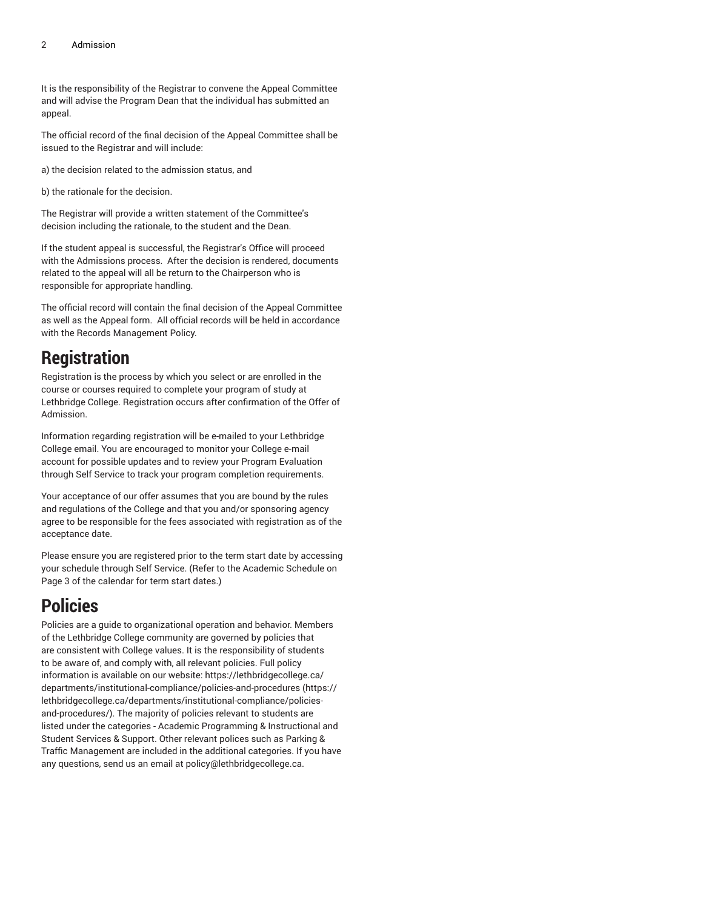It is the responsibility of the Registrar to convene the Appeal Committee and will advise the Program Dean that the individual has submitted an appeal.

The official record of the final decision of the Appeal Committee shall be issued to the Registrar and will include:

a) the decision related to the admission status, and

b) the rationale for the decision.

The Registrar will provide a written statement of the Committee's decision including the rationale, to the student and the Dean.

If the student appeal is successful, the Registrar's Office will proceed with the Admissions process. After the decision is rendered, documents related to the appeal will all be return to the Chairperson who is responsible for appropriate handling.

The official record will contain the final decision of the Appeal Committee as well as the Appeal form. All official records will be held in accordance with the Records Management Policy.

# Registration

Registration is the process by which you select or are enrolled in the course or courses required to complete your program of study at Lethbridge College. Registration occurs after confirmation of the Offer of Admission.

Information regarding registration will be e-mailed to your Lethbridge College email. You are encouraged to monitor your College e-mail account for possible updates and to review your Program Evaluation through Self Service to track your program completion requirements.

Your acceptance of our offer assumes that you are bound by the rules and regulations of the College and that you and/or sponsoring agency agree to be responsible for the fees associated with registration as of the acceptance date.

Please ensure you are registered prior to the term start date by accessing your schedule through Self Service. (Refer to the Academic Schedule on Page 3 of the calendar for term start dates.)

# Policies

Policies are a guide to organizational operation and behavior. Members of the Lethbridge College community are governed by policies that are consistent with College values. It is the responsibility of students to be aware of, and comply with, all relevant policies. Full policy information is available on our website: https://lethbridgecollege.ca/departments/institutional-compliance/policies-and-procedures (https://lethbridgecollege.ca/departments/institutional-compliance/policies-and-procedures/). The majority of policies relevant to students are listed under the categories - Academic Programming & Instructional and Student Services & Support. Other relevant polices such as Parking & Traffic Management are included in the additional categories. If you have any questions, send us an email at policy@lethbridgecollege.ca.